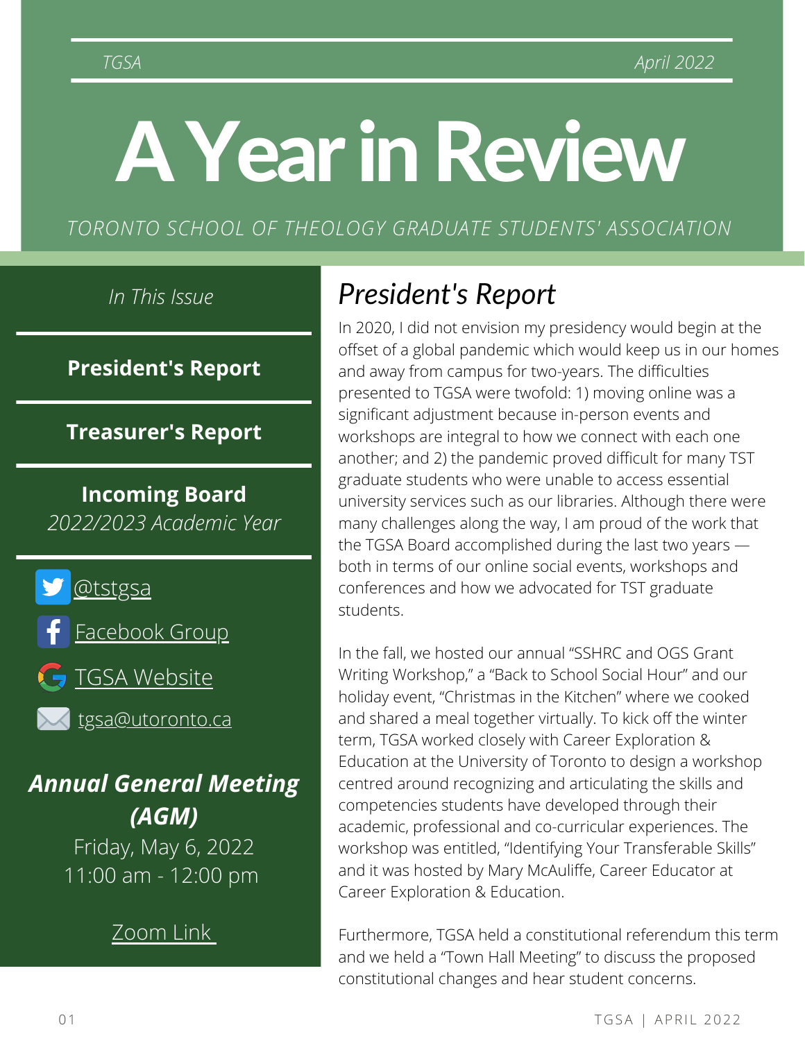TGSA April 2022

# A Year in Review

TORONTO SCHOOL OF THEOLOGY GRADUATE STUDENTS' ASSOCIATION

*In This Issue*

**President's Report**

**Treasurer's Report**

**Incoming Board**
*2022/2023 Academic Year*

@tstgsa

Facebook Group

TGSA Website

tgsa@utoronto.ca

***Annual General Meeting (AGM)***

Friday, May 6, 2022
11:00 am - 12:00 pm

Zoom Link

## *President's Report*

In 2020, I did not envision my presidency would begin at the offset of a global pandemic which would keep us in our homes and away from campus for two-years. The difficulties presented to TGSA were twofold: 1) moving online was a significant adjustment because in-person events and workshops are integral to how we connect with each one another; and 2) the pandemic proved difficult for many TST graduate students who were unable to access essential university services such as our libraries. Although there were many challenges along the way, I am proud of the work that the TGSA Board accomplished during the last two years — both in terms of our online social events, workshops and conferences and how we advocated for TST graduate students.

In the fall, we hosted our annual "SSHRC and OGS Grant Writing Workshop," a "Back to School Social Hour" and our holiday event, "Christmas in the Kitchen" where we cooked and shared a meal together virtually. To kick off the winter term, TGSA worked closely with Career Exploration & Education at the University of Toronto to design a workshop centred around recognizing and articulating the skills and competencies students have developed through their academic, professional and co-curricular experiences. The workshop was entitled, "Identifying Your Transferable Skills" and it was hosted by Mary McAuliffe, Career Educator at Career Exploration & Education.

Furthermore, TGSA held a constitutional referendum this term and we held a "Town Hall Meeting" to discuss the proposed constitutional changes and hear student concerns.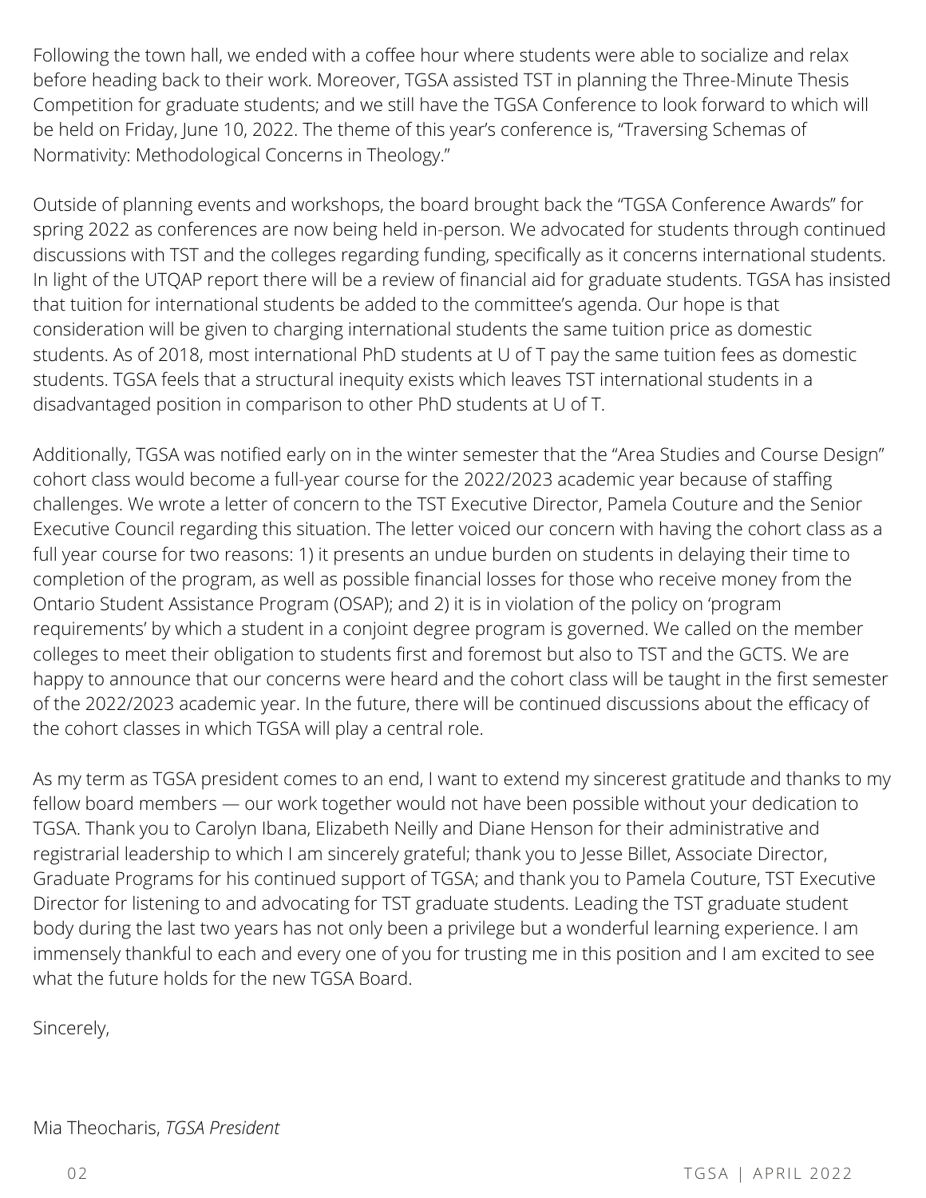Following the town hall, we ended with a coffee hour where students were able to socialize and relax before heading back to their work. Moreover, TGSA assisted TST in planning the Three-Minute Thesis Competition for graduate students; and we still have the TGSA Conference to look forward to which will be held on Friday, June 10, 2022. The theme of this year's conference is, "Traversing Schemas of Normativity: Methodological Concerns in Theology."

Outside of planning events and workshops, the board brought back the "TGSA Conference Awards" for spring 2022 as conferences are now being held in-person. We advocated for students through continued discussions with TST and the colleges regarding funding, specifically as it concerns international students. In light of the UTQAP report there will be a review of financial aid for graduate students. TGSA has insisted that tuition for international students be added to the committee's agenda. Our hope is that consideration will be given to charging international students the same tuition price as domestic students. As of 2018, most international PhD students at U of T pay the same tuition fees as domestic students. TGSA feels that a structural inequity exists which leaves TST international students in a disadvantaged position in comparison to other PhD students at U of T.

Additionally, TGSA was notified early on in the winter semester that the "Area Studies and Course Design" cohort class would become a full-year course for the 2022/2023 academic year because of staffing challenges. We wrote a letter of concern to the TST Executive Director, Pamela Couture and the Senior Executive Council regarding this situation. The letter voiced our concern with having the cohort class as a full year course for two reasons: 1) it presents an undue burden on students in delaying their time to completion of the program, as well as possible financial losses for those who receive money from the Ontario Student Assistance Program (OSAP); and 2) it is in violation of the policy on 'program requirements' by which a student in a conjoint degree program is governed. We called on the member colleges to meet their obligation to students first and foremost but also to TST and the GCTS. We are happy to announce that our concerns were heard and the cohort class will be taught in the first semester of the 2022/2023 academic year. In the future, there will be continued discussions about the efficacy of the cohort classes in which TGSA will play a central role.

As my term as TGSA president comes to an end, I want to extend my sincerest gratitude and thanks to my fellow board members — our work together would not have been possible without your dedication to TGSA. Thank you to Carolyn Ibana, Elizabeth Neilly and Diane Henson for their administrative and registrarial leadership to which I am sincerely grateful; thank you to Jesse Billet, Associate Director, Graduate Programs for his continued support of TGSA; and thank you to Pamela Couture, TST Executive Director for listening to and advocating for TST graduate students. Leading the TST graduate student body during the last two years has not only been a privilege but a wonderful learning experience. I am immensely thankful to each and every one of you for trusting me in this position and I am excited to see what the future holds for the new TGSA Board.

Sincerely,

Mia Theocharis, *TGSA President*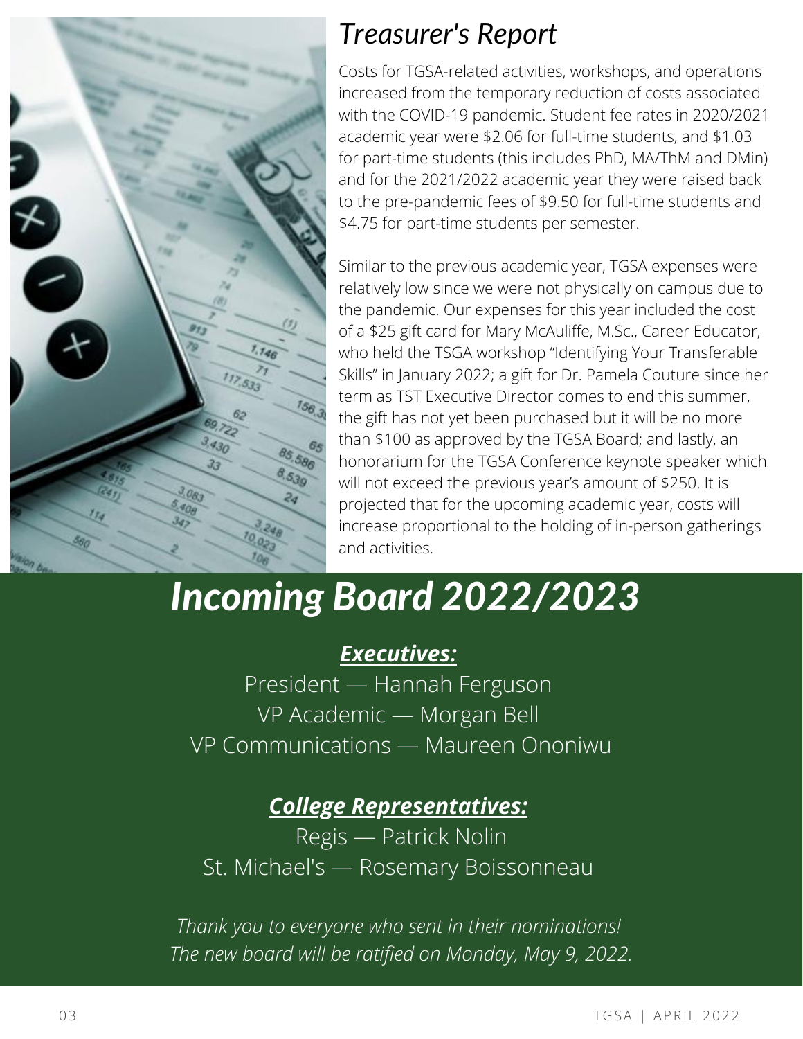# Treasurer's Report

Costs for TGSA-related activities, workshops, and operations increased from the temporary reduction of costs associated with the COVID-19 pandemic. Student fee rates in 2020/2021 academic year were $2.06 for full-time students, and $1.03 for part-time students (this includes PhD, MA/ThM and DMin) and for the 2021/2022 academic year they were raised back to the pre-pandemic fees of $9.50 for full-time students and $4.75 for part-time students per semester.

Similar to the previous academic year, TGSA expenses were relatively low since we were not physically on campus due to the pandemic. Our expenses for this year included the cost of a $25 gift card for Mary McAuliffe, M.Sc., Career Educator, who held the TSGA workshop "Identifying Your Transferable Skills" in January 2022; a gift for Dr. Pamela Couture since her term as TST Executive Director comes to end this summer, the gift has not yet been purchased but it will be no more than $100 as approved by the TGSA Board; and lastly, an honorarium for the TGSA Conference keynote speaker which will not exceed the previous year's amount of $250. It is projected that for the upcoming academic year, costs will increase proportional to the holding of in-person gatherings and activities.

# Incoming Board 2022/2023

***Executives:***

President — Hannah Ferguson
VP Academic — Morgan Bell
VP Communications — Maureen Ononiwu

***College Representatives:***

Regis — Patrick Nolin
St. Michael's — Rosemary Boissonneau

*Thank you to everyone who sent in their nominations!*
*The new board will be ratified on Monday, May 9, 2022.*